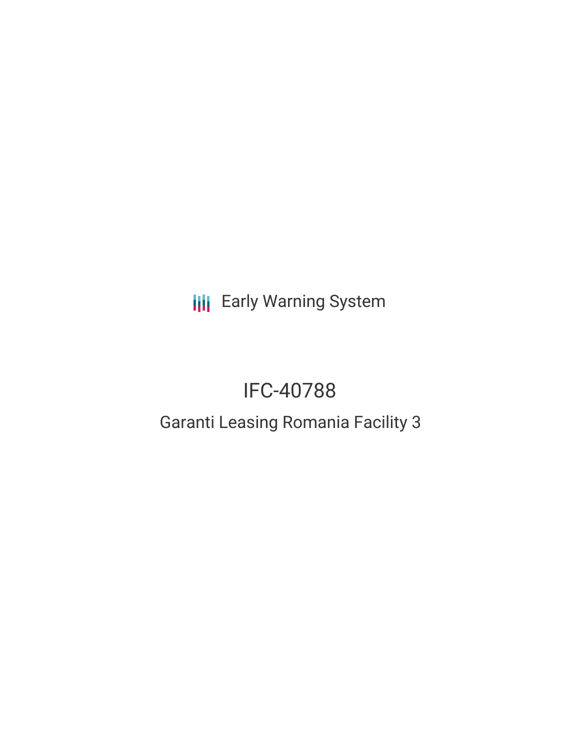Early Warning System

# IFC-40788

## Garanti Leasing Romania Facility 3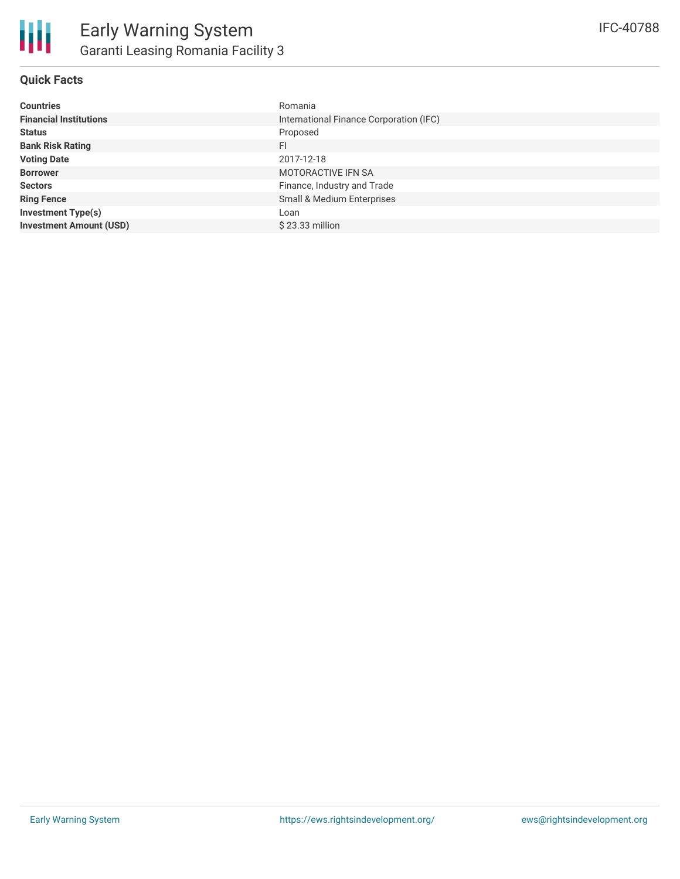# Early Warning System

## Garanti Leasing Romania Facility 3

IFC-40788

### Quick Facts

| | |
|---|---|
| **Countries** | Romania |
| **Financial Institutions** | International Finance Corporation (IFC) |
| **Status** | Proposed |
| **Bank Risk Rating** | FI |
| **Voting Date** | 2017-12-18 |
| **Borrower** | MOTORACTIVE IFN SA |
| **Sectors** | Finance, Industry and Trade |
| **Ring Fence** | Small & Medium Enterprises |
| **Investment Type(s)** | Loan |
| **Investment Amount (USD)** | $ 23.33 million |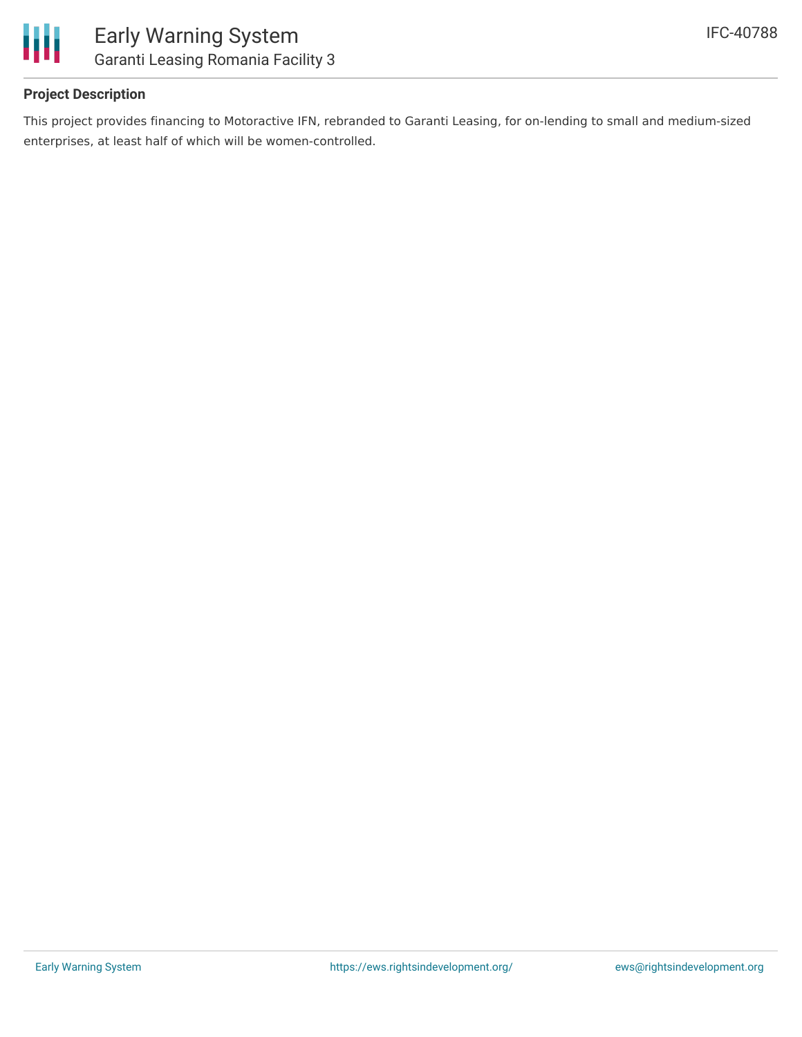## Project Description

This project provides financing to Motoractive IFN, rebranded to Garanti Leasing, for on-lending to small and medium-sized enterprises, at least half of which will be women-controlled.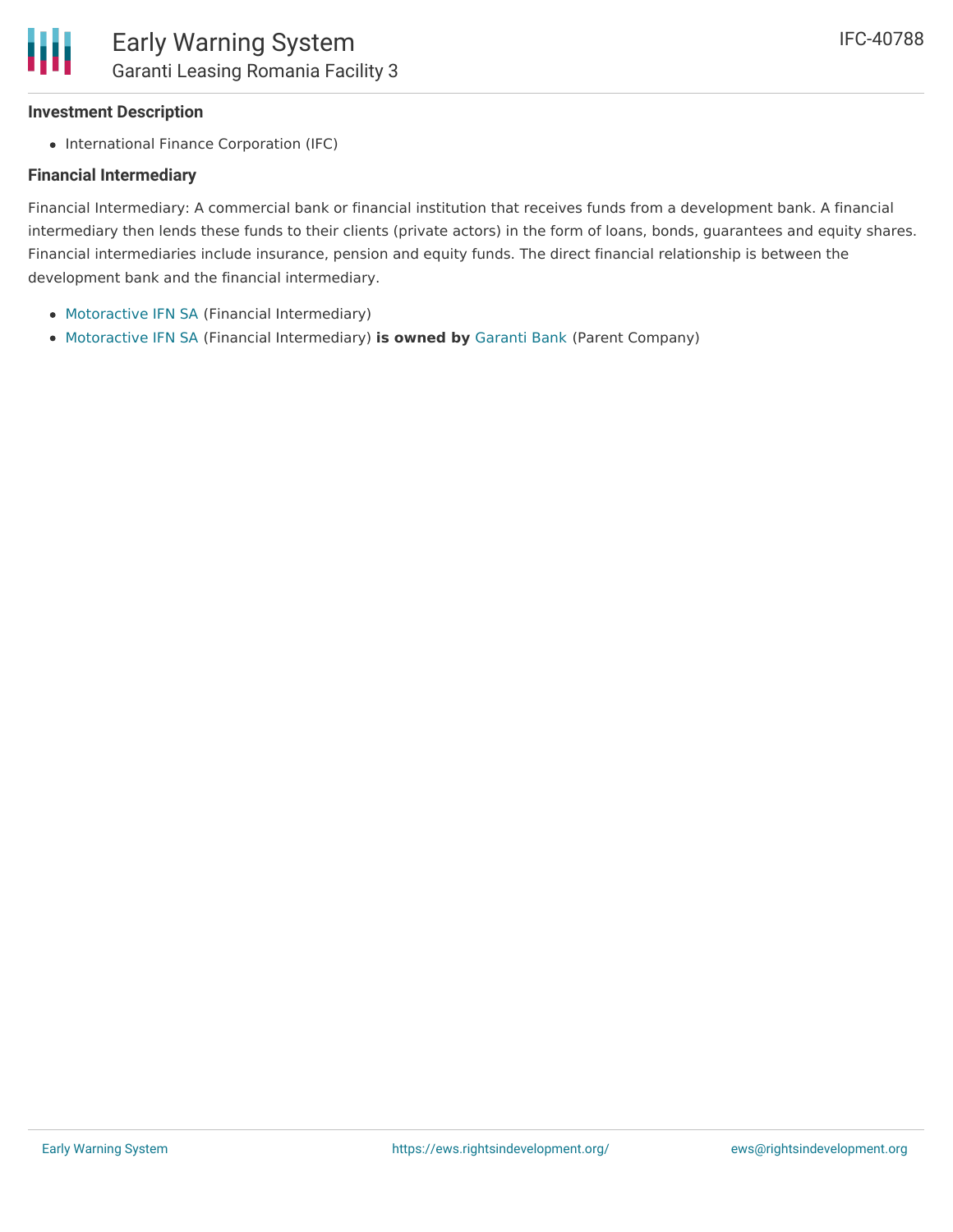### Investment Description

- International Finance Corporation (IFC)

### Financial Intermediary

Financial Intermediary: A commercial bank or financial institution that receives funds from a development bank. A financial intermediary then lends these funds to their clients (private actors) in the form of loans, bonds, guarantees and equity shares. Financial intermediaries include insurance, pension and equity funds. The direct financial relationship is between the development bank and the financial intermediary.

- Motoractive IFN SA (Financial Intermediary)
- Motoractive IFN SA (Financial Intermediary) **is owned by** Garanti Bank (Parent Company)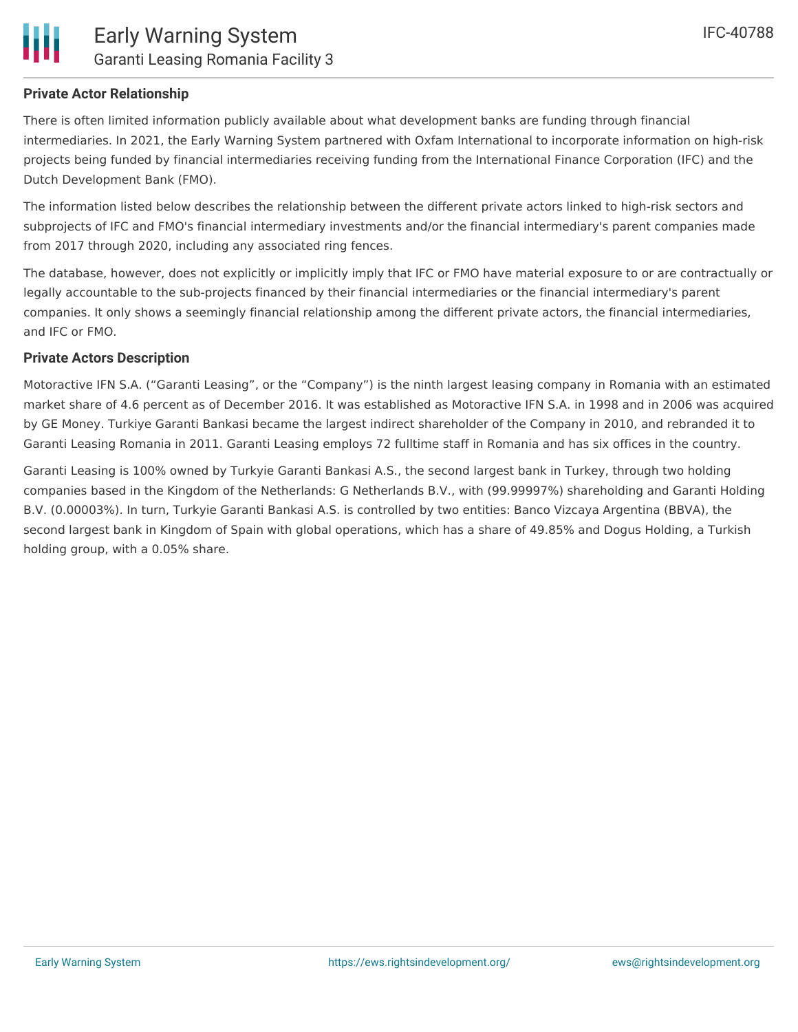## Private Actor Relationship

There is often limited information publicly available about what development banks are funding through financial intermediaries. In 2021, the Early Warning System partnered with Oxfam International to incorporate information on high-risk projects being funded by financial intermediaries receiving funding from the International Finance Corporation (IFC) and the Dutch Development Bank (FMO).

The information listed below describes the relationship between the different private actors linked to high-risk sectors and subprojects of IFC and FMO's financial intermediary investments and/or the financial intermediary's parent companies made from 2017 through 2020, including any associated ring fences.

The database, however, does not explicitly or implicitly imply that IFC or FMO have material exposure to or are contractually or legally accountable to the sub-projects financed by their financial intermediaries or the financial intermediary's parent companies. It only shows a seemingly financial relationship among the different private actors, the financial intermediaries, and IFC or FMO.

## Private Actors Description

Motoractive IFN S.A. ("Garanti Leasing", or the "Company") is the ninth largest leasing company in Romania with an estimated market share of 4.6 percent as of December 2016. It was established as Motoractive IFN S.A. in 1998 and in 2006 was acquired by GE Money. Turkiye Garanti Bankasi became the largest indirect shareholder of the Company in 2010, and rebranded it to Garanti Leasing Romania in 2011. Garanti Leasing employs 72 fulltime staff in Romania and has six offices in the country.

Garanti Leasing is 100% owned by Turkyie Garanti Bankasi A.S., the second largest bank in Turkey, through two holding companies based in the Kingdom of the Netherlands: G Netherlands B.V., with (99.99997%) shareholding and Garanti Holding B.V. (0.00003%). In turn, Turkyie Garanti Bankasi A.S. is controlled by two entities: Banco Vizcaya Argentina (BBVA), the second largest bank in Kingdom of Spain with global operations, which has a share of 49.85% and Dogus Holding, a Turkish holding group, with a 0.05% share.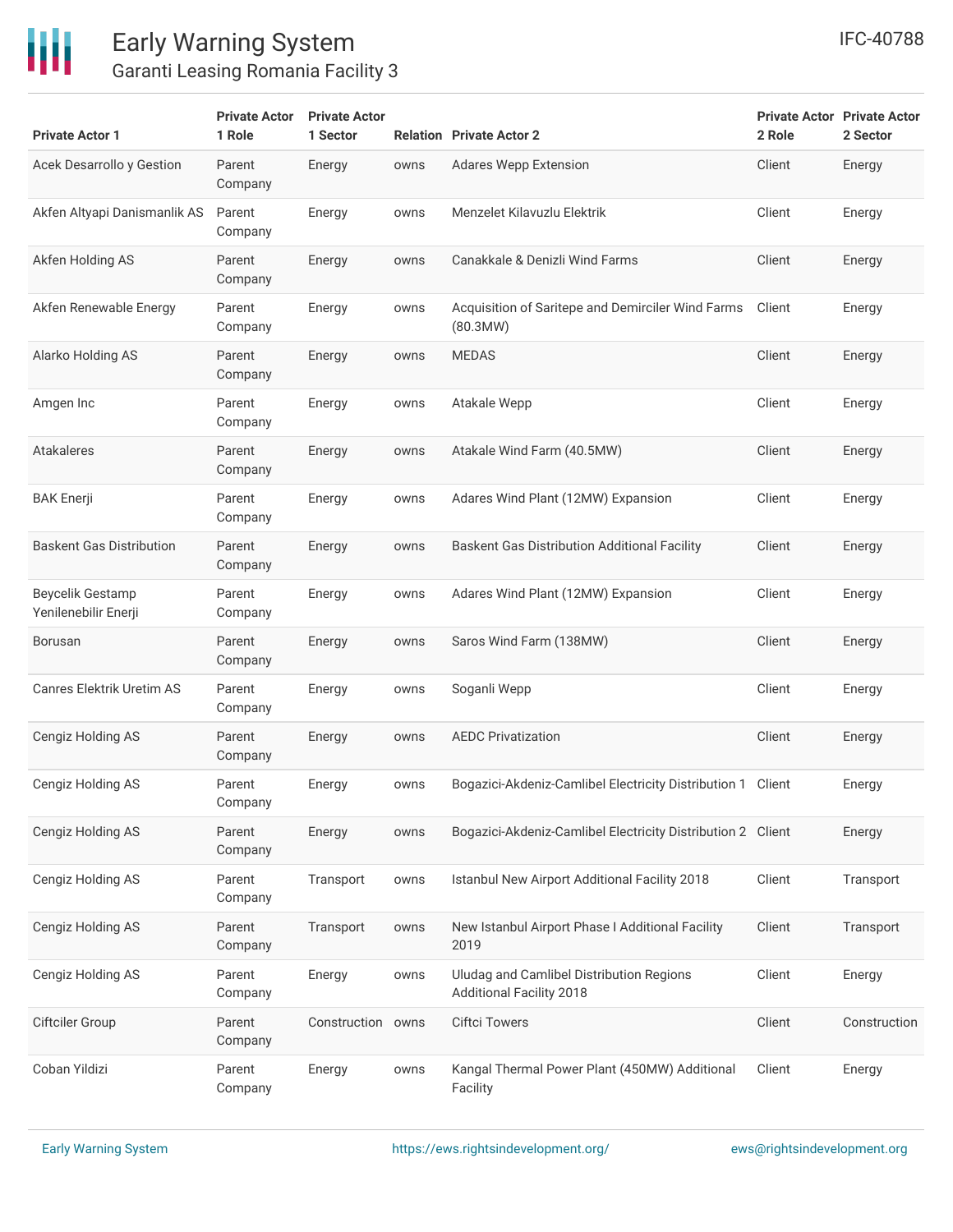| Private Actor 1 | Private Actor 1 Role | Private Actor 1 Sector | Relation | Private Actor 2 | Private Actor 2 Role | Private Actor 2 Sector |
|---|---|---|---|---|---|---|
| Acek Desarrollo y Gestion | Parent Company | Energy | owns | Adares Wepp Extension | Client | Energy |
| Akfen Altyapi Danismanlik AS | Parent Company | Energy | owns | Menzelet Kilavuzlu Elektrik | Client | Energy |
| Akfen Holding AS | Parent Company | Energy | owns | Canakkale & Denizli Wind Farms | Client | Energy |
| Akfen Renewable Energy | Parent Company | Energy | owns | Acquisition of Saritepe and Demirciler Wind Farms (80.3MW) | Client | Energy |
| Alarko Holding AS | Parent Company | Energy | owns | MEDAS | Client | Energy |
| Amgen Inc | Parent Company | Energy | owns | Atakale Wepp | Client | Energy |
| Atakaleres | Parent Company | Energy | owns | Atakale Wind Farm (40.5MW) | Client | Energy |
| BAK Enerji | Parent Company | Energy | owns | Adares Wind Plant (12MW) Expansion | Client | Energy |
| Baskent Gas Distribution | Parent Company | Energy | owns | Baskent Gas Distribution Additional Facility | Client | Energy |
| Beycelik Gestamp Yenilenebilir Enerji | Parent Company | Energy | owns | Adares Wind Plant (12MW) Expansion | Client | Energy |
| Borusan | Parent Company | Energy | owns | Saros Wind Farm (138MW) | Client | Energy |
| Canres Elektrik Uretim AS | Parent Company | Energy | owns | Soganli Wepp | Client | Energy |
| Cengiz Holding AS | Parent Company | Energy | owns | AEDC Privatization | Client | Energy |
| Cengiz Holding AS | Parent Company | Energy | owns | Bogazici-Akdeniz-Camlibel Electricity Distribution 1 | Client | Energy |
| Cengiz Holding AS | Parent Company | Energy | owns | Bogazici-Akdeniz-Camlibel Electricity Distribution 2 | Client | Energy |
| Cengiz Holding AS | Parent Company | Transport | owns | Istanbul New Airport Additional Facility 2018 | Client | Transport |
| Cengiz Holding AS | Parent Company | Transport | owns | New Istanbul Airport Phase I Additional Facility 2019 | Client | Transport |
| Cengiz Holding AS | Parent Company | Energy | owns | Uludag and Camlibel Distribution Regions Additional Facility 2018 | Client | Energy |
| Ciftciler Group | Parent Company | Construction | owns | Ciftci Towers | Client | Construction |
| Coban Yildizi | Parent Company | Energy | owns | Kangal Thermal Power Plant (450MW) Additional Facility | Client | Energy |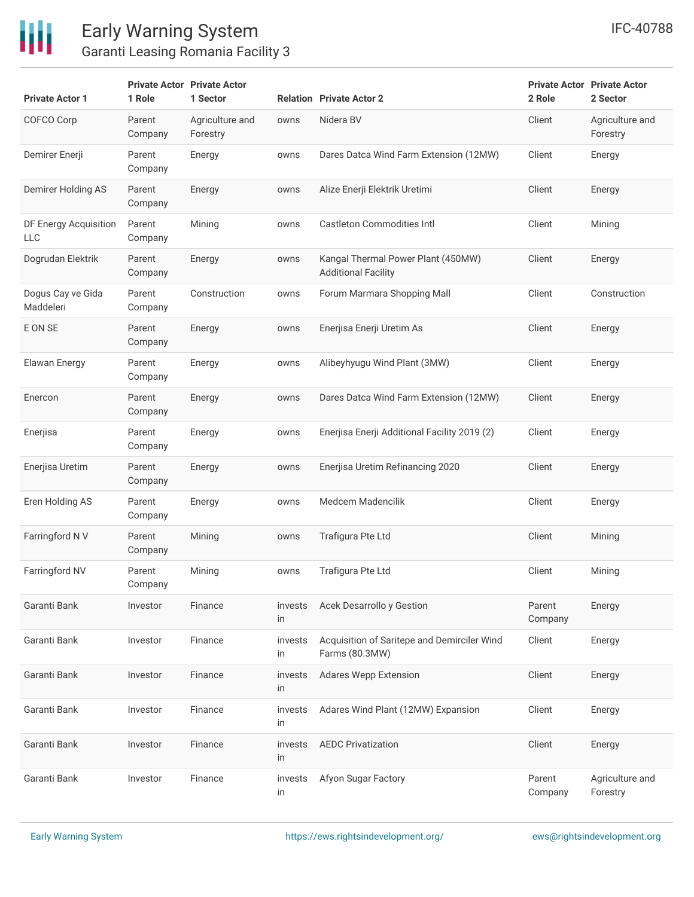| Private Actor 1 | Private Actor 1 Role | Private Actor 1 Sector | Relation | Private Actor 2 | Private Actor 2 Role | Private Actor 2 Sector |
|---|---|---|---|---|---|---|
| COFCO Corp | Parent Company | Agriculture and Forestry | owns | Nidera BV | Client | Agriculture and Forestry |
| Demirer Enerji | Parent Company | Energy | owns | Dares Datca Wind Farm Extension (12MW) | Client | Energy |
| Demirer Holding AS | Parent Company | Energy | owns | Alize Enerji Elektrik Uretimi | Client | Energy |
| DF Energy Acquisition LLC | Parent Company | Mining | owns | Castleton Commodities Intl | Client | Mining |
| Dogrudan Elektrik | Parent Company | Energy | owns | Kangal Thermal Power Plant (450MW) Additional Facility | Client | Energy |
| Dogus Cay ve Gida Maddeleri | Parent Company | Construction | owns | Forum Marmara Shopping Mall | Client | Construction |
| E ON SE | Parent Company | Energy | owns | Enerjisa Enerji Uretim As | Client | Energy |
| Elawan Energy | Parent Company | Energy | owns | Alibeyhyugu Wind Plant (3MW) | Client | Energy |
| Enercon | Parent Company | Energy | owns | Dares Datca Wind Farm Extension (12MW) | Client | Energy |
| Enerjisa | Parent Company | Energy | owns | Enerjisa Enerji Additional Facility 2019 (2) | Client | Energy |
| Enerjisa Uretim | Parent Company | Energy | owns | Enerjisa Uretim Refinancing 2020 | Client | Energy |
| Eren Holding AS | Parent Company | Energy | owns | Medcem Madencilik | Client | Energy |
| Farringford N V | Parent Company | Mining | owns | Trafigura Pte Ltd | Client | Mining |
| Farringford NV | Parent Company | Mining | owns | Trafigura Pte Ltd | Client | Mining |
| Garanti Bank | Investor | Finance | invests in | Acek Desarrollo y Gestion | Parent Company | Energy |
| Garanti Bank | Investor | Finance | invests in | Acquisition of Saritepe and Demirciler Wind Farms (80.3MW) | Client | Energy |
| Garanti Bank | Investor | Finance | invests in | Adares Wepp Extension | Client | Energy |
| Garanti Bank | Investor | Finance | invests in | Adares Wind Plant (12MW) Expansion | Client | Energy |
| Garanti Bank | Investor | Finance | invests in | AEDC Privatization | Client | Energy |
| Garanti Bank | Investor | Finance | invests in | Afyon Sugar Factory | Parent Company | Agriculture and Forestry |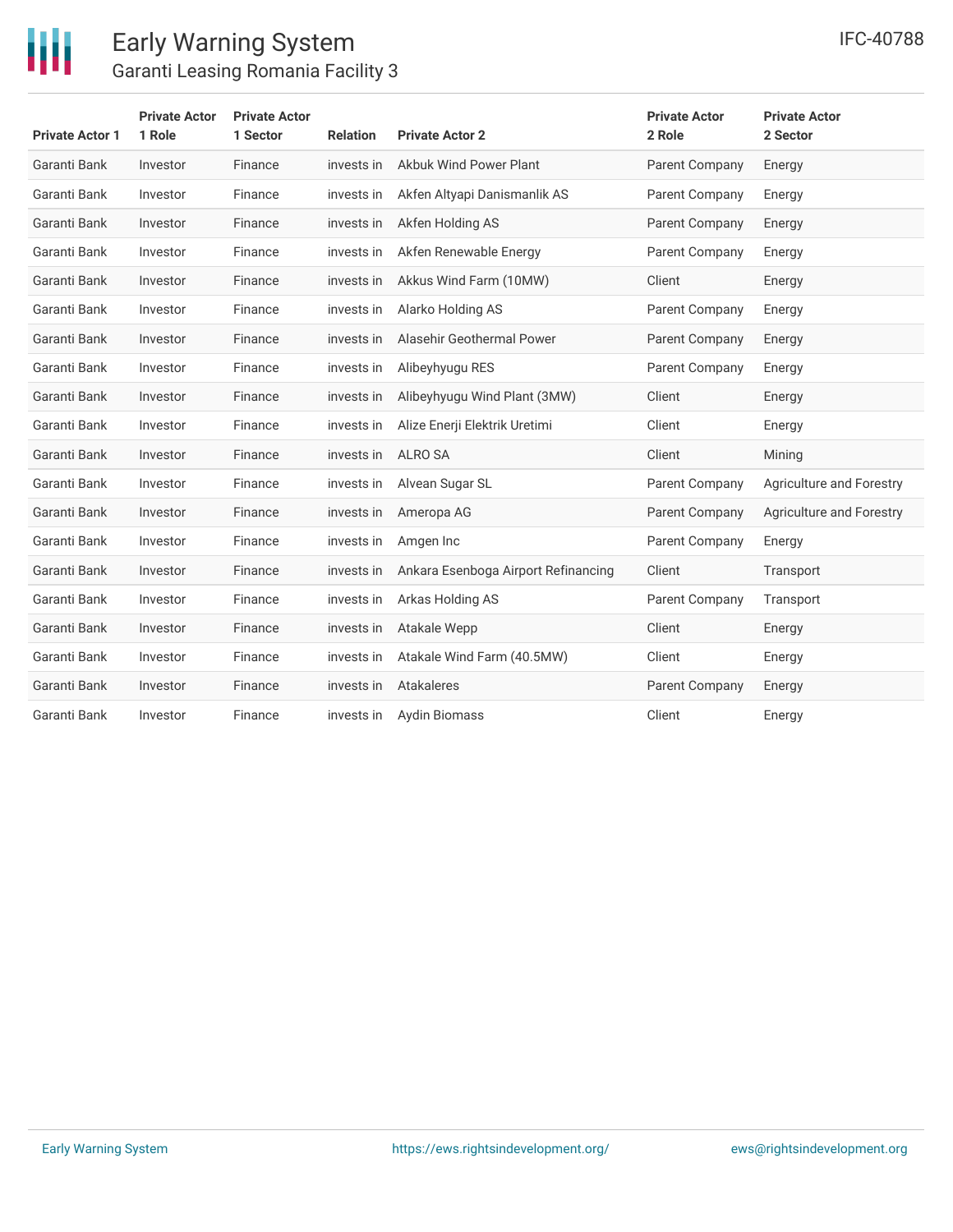| Private Actor 1 | Private Actor 1 Role | Private Actor 1 Sector | Relation | Private Actor 2 | Private Actor 2 Role | Private Actor 2 Sector |
|---|---|---|---|---|---|---|
| Garanti Bank | Investor | Finance | invests in | Akbuk Wind Power Plant | Parent Company | Energy |
| Garanti Bank | Investor | Finance | invests in | Akfen Altyapi Danismanlik AS | Parent Company | Energy |
| Garanti Bank | Investor | Finance | invests in | Akfen Holding AS | Parent Company | Energy |
| Garanti Bank | Investor | Finance | invests in | Akfen Renewable Energy | Parent Company | Energy |
| Garanti Bank | Investor | Finance | invests in | Akkus Wind Farm (10MW) | Client | Energy |
| Garanti Bank | Investor | Finance | invests in | Alarko Holding AS | Parent Company | Energy |
| Garanti Bank | Investor | Finance | invests in | Alasehir Geothermal Power | Parent Company | Energy |
| Garanti Bank | Investor | Finance | invests in | Alibeyhyugu RES | Parent Company | Energy |
| Garanti Bank | Investor | Finance | invests in | Alibeyhyugu Wind Plant (3MW) | Client | Energy |
| Garanti Bank | Investor | Finance | invests in | Alize Enerji Elektrik Uretimi | Client | Energy |
| Garanti Bank | Investor | Finance | invests in | ALRO SA | Client | Mining |
| Garanti Bank | Investor | Finance | invests in | Alvean Sugar SL | Parent Company | Agriculture and Forestry |
| Garanti Bank | Investor | Finance | invests in | Ameropa AG | Parent Company | Agriculture and Forestry |
| Garanti Bank | Investor | Finance | invests in | Amgen Inc | Parent Company | Energy |
| Garanti Bank | Investor | Finance | invests in | Ankara Esenboga Airport Refinancing | Client | Transport |
| Garanti Bank | Investor | Finance | invests in | Arkas Holding AS | Parent Company | Transport |
| Garanti Bank | Investor | Finance | invests in | Atakale Wepp | Client | Energy |
| Garanti Bank | Investor | Finance | invests in | Atakale Wind Farm (40.5MW) | Client | Energy |
| Garanti Bank | Investor | Finance | invests in | Atakaleres | Parent Company | Energy |
| Garanti Bank | Investor | Finance | invests in | Aydin Biomass | Client | Energy |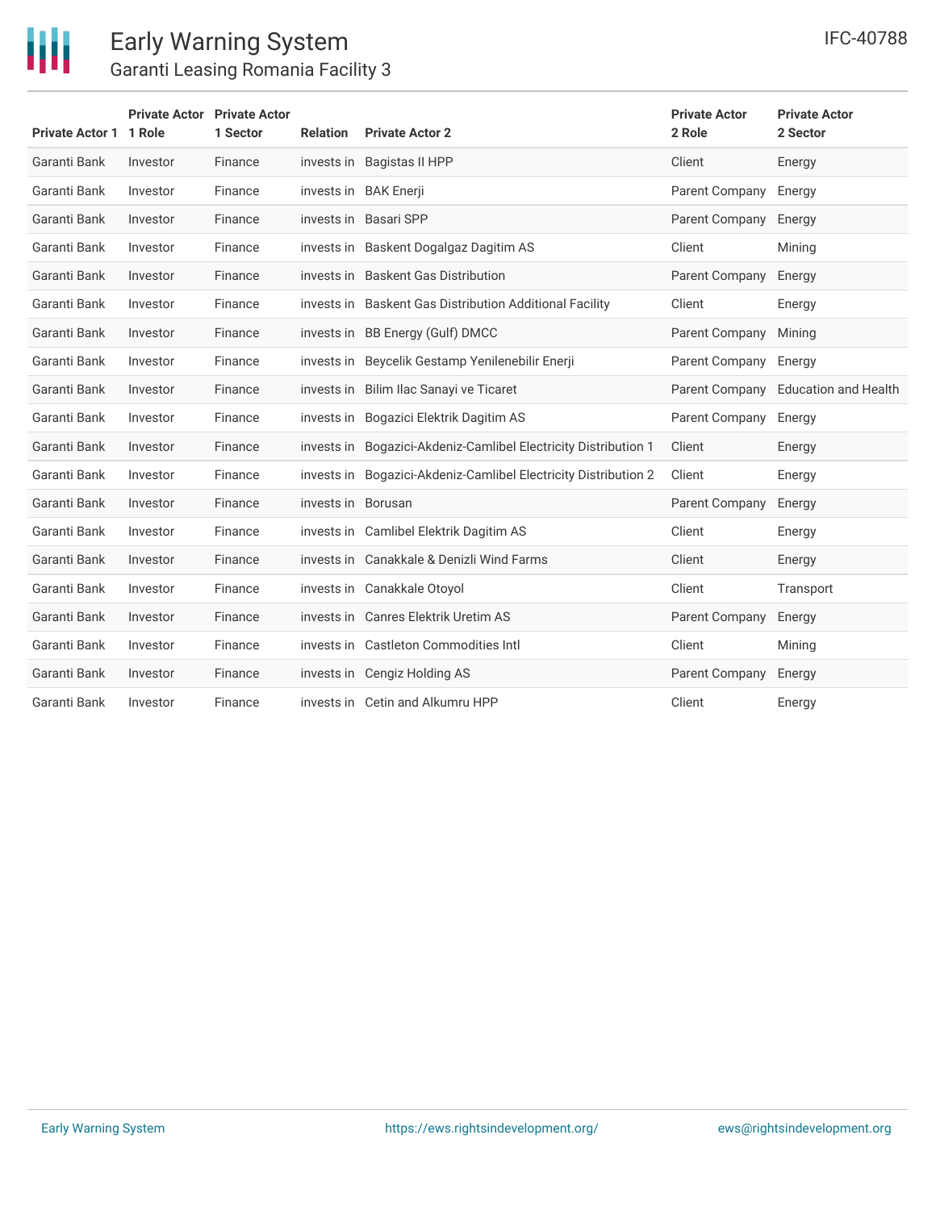| Private Actor 1 | Private Actor 1 Role | Private Actor 1 Sector | Relation | Private Actor 2 | Private Actor 2 Role | Private Actor 2 Sector |
|---|---|---|---|---|---|---|
| Garanti Bank | Investor | Finance | invests in | Bagistas II HPP | Client | Energy |
| Garanti Bank | Investor | Finance | invests in | BAK Enerji | Parent Company | Energy |
| Garanti Bank | Investor | Finance | invests in | Basari SPP | Parent Company | Energy |
| Garanti Bank | Investor | Finance | invests in | Baskent Dogalgaz Dagitim AS | Client | Mining |
| Garanti Bank | Investor | Finance | invests in | Baskent Gas Distribution | Parent Company | Energy |
| Garanti Bank | Investor | Finance | invests in | Baskent Gas Distribution Additional Facility | Client | Energy |
| Garanti Bank | Investor | Finance | invests in | BB Energy (Gulf) DMCC | Parent Company | Mining |
| Garanti Bank | Investor | Finance | invests in | Beycelik Gestamp Yenilenebilir Enerji | Parent Company | Energy |
| Garanti Bank | Investor | Finance | invests in | Bilim Ilac Sanayi ve Ticaret | Parent Company | Education and Health |
| Garanti Bank | Investor | Finance | invests in | Bogazici Elektrik Dagitim AS | Parent Company | Energy |
| Garanti Bank | Investor | Finance | invests in | Bogazici-Akdeniz-Camlibel Electricity Distribution 1 | Client | Energy |
| Garanti Bank | Investor | Finance | invests in | Bogazici-Akdeniz-Camlibel Electricity Distribution 2 | Client | Energy |
| Garanti Bank | Investor | Finance | invests in | Borusan | Parent Company | Energy |
| Garanti Bank | Investor | Finance | invests in | Camlibel Elektrik Dagitim AS | Client | Energy |
| Garanti Bank | Investor | Finance | invests in | Canakkale & Denizli Wind Farms | Client | Energy |
| Garanti Bank | Investor | Finance | invests in | Canakkale Otoyol | Client | Transport |
| Garanti Bank | Investor | Finance | invests in | Canres Elektrik Uretim AS | Parent Company | Energy |
| Garanti Bank | Investor | Finance | invests in | Castleton Commodities Intl | Client | Mining |
| Garanti Bank | Investor | Finance | invests in | Cengiz Holding AS | Parent Company | Energy |
| Garanti Bank | Investor | Finance | invests in | Cetin and Alkumru HPP | Client | Energy |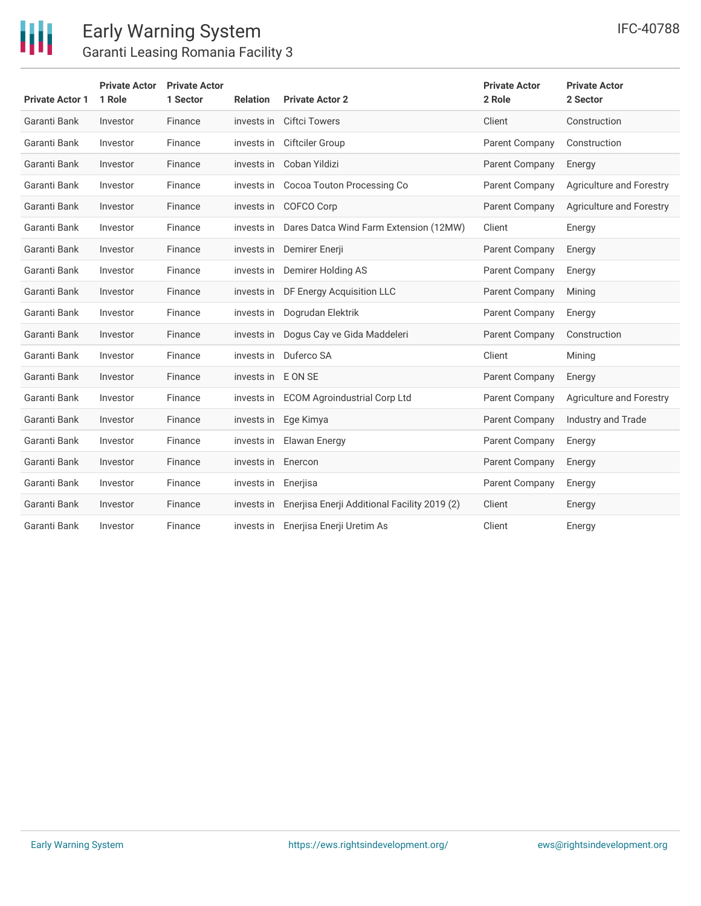| Private Actor 1 | Private Actor 1 Role | Private Actor 1 Sector | Relation | Private Actor 2 | Private Actor 2 Role | Private Actor 2 Sector |
|---|---|---|---|---|---|---|
| Garanti Bank | Investor | Finance | invests in | Ciftci Towers | Client | Construction |
| Garanti Bank | Investor | Finance | invests in | Ciftciler Group | Parent Company | Construction |
| Garanti Bank | Investor | Finance | invests in | Coban Yildizi | Parent Company | Energy |
| Garanti Bank | Investor | Finance | invests in | Cocoa Touton Processing Co | Parent Company | Agriculture and Forestry |
| Garanti Bank | Investor | Finance | invests in | COFCO Corp | Parent Company | Agriculture and Forestry |
| Garanti Bank | Investor | Finance | invests in | Dares Datca Wind Farm Extension (12MW) | Client | Energy |
| Garanti Bank | Investor | Finance | invests in | Demirer Enerji | Parent Company | Energy |
| Garanti Bank | Investor | Finance | invests in | Demirer Holding AS | Parent Company | Energy |
| Garanti Bank | Investor | Finance | invests in | DF Energy Acquisition LLC | Parent Company | Mining |
| Garanti Bank | Investor | Finance | invests in | Dogrudan Elektrik | Parent Company | Energy |
| Garanti Bank | Investor | Finance | invests in | Dogus Cay ve Gida Maddeleri | Parent Company | Construction |
| Garanti Bank | Investor | Finance | invests in | Duferco SA | Client | Mining |
| Garanti Bank | Investor | Finance | invests in | E ON SE | Parent Company | Energy |
| Garanti Bank | Investor | Finance | invests in | ECOM Agroindustrial Corp Ltd | Parent Company | Agriculture and Forestry |
| Garanti Bank | Investor | Finance | invests in | Ege Kimya | Parent Company | Industry and Trade |
| Garanti Bank | Investor | Finance | invests in | Elawan Energy | Parent Company | Energy |
| Garanti Bank | Investor | Finance | invests in | Enercon | Parent Company | Energy |
| Garanti Bank | Investor | Finance | invests in | Enerjisa | Parent Company | Energy |
| Garanti Bank | Investor | Finance | invests in | Enerjisa Enerji Additional Facility 2019 (2) | Client | Energy |
| Garanti Bank | Investor | Finance | invests in | Enerjisa Enerji Uretim As | Client | Energy |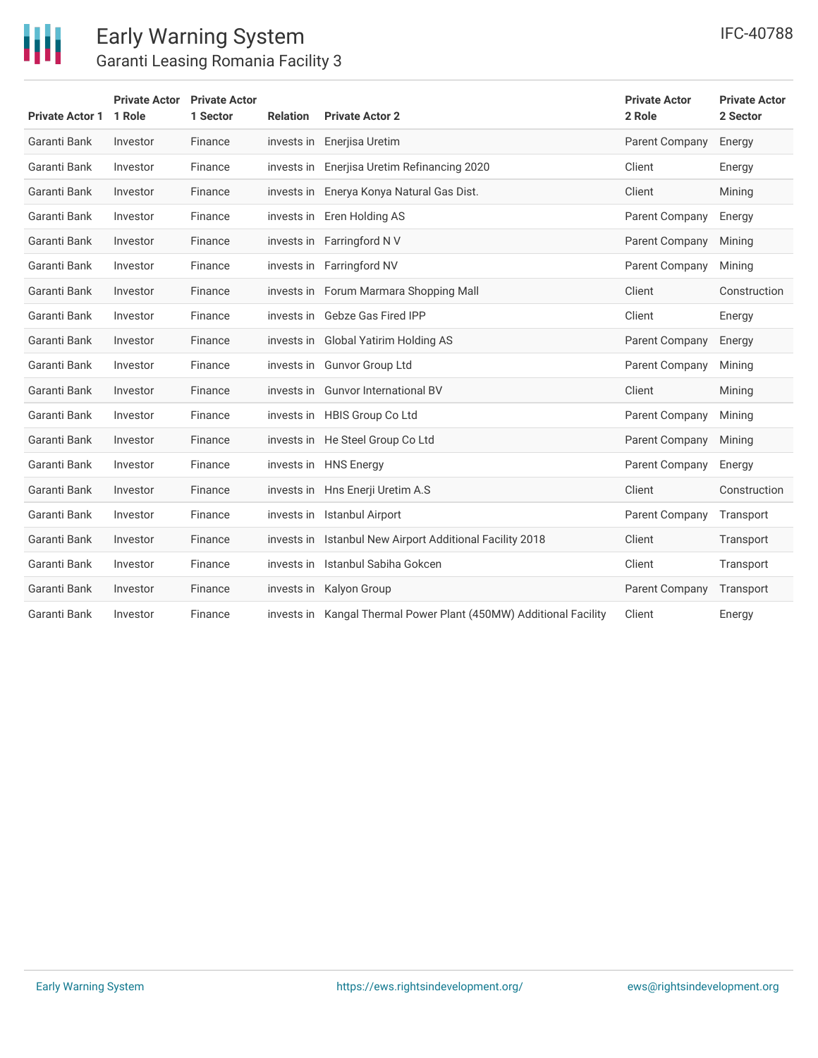| Private Actor 1 | Private Actor 1 Role | Private Actor 1 Sector | Relation | Private Actor 2 | Private Actor 2 Role | Private Actor 2 Sector |
|---|---|---|---|---|---|---|
| Garanti Bank | Investor | Finance | invests in | Enerjisa Uretim | Parent Company | Energy |
| Garanti Bank | Investor | Finance | invests in | Enerjisa Uretim Refinancing 2020 | Client | Energy |
| Garanti Bank | Investor | Finance | invests in | Enerya Konya Natural Gas Dist. | Client | Mining |
| Garanti Bank | Investor | Finance | invests in | Eren Holding AS | Parent Company | Energy |
| Garanti Bank | Investor | Finance | invests in | Farringford N V | Parent Company | Mining |
| Garanti Bank | Investor | Finance | invests in | Farringford NV | Parent Company | Mining |
| Garanti Bank | Investor | Finance | invests in | Forum Marmara Shopping Mall | Client | Construction |
| Garanti Bank | Investor | Finance | invests in | Gebze Gas Fired IPP | Client | Energy |
| Garanti Bank | Investor | Finance | invests in | Global Yatirim Holding AS | Parent Company | Energy |
| Garanti Bank | Investor | Finance | invests in | Gunvor Group Ltd | Parent Company | Mining |
| Garanti Bank | Investor | Finance | invests in | Gunvor International BV | Client | Mining |
| Garanti Bank | Investor | Finance | invests in | HBIS Group Co Ltd | Parent Company | Mining |
| Garanti Bank | Investor | Finance | invests in | He Steel Group Co Ltd | Parent Company | Mining |
| Garanti Bank | Investor | Finance | invests in | HNS Energy | Parent Company | Energy |
| Garanti Bank | Investor | Finance | invests in | Hns Enerji Uretim A.S | Client | Construction |
| Garanti Bank | Investor | Finance | invests in | Istanbul Airport | Parent Company | Transport |
| Garanti Bank | Investor | Finance | invests in | Istanbul New Airport Additional Facility 2018 | Client | Transport |
| Garanti Bank | Investor | Finance | invests in | Istanbul Sabiha Gokcen | Client | Transport |
| Garanti Bank | Investor | Finance | invests in | Kalyon Group | Parent Company | Transport |
| Garanti Bank | Investor | Finance | invests in | Kangal Thermal Power Plant (450MW) Additional Facility | Client | Energy |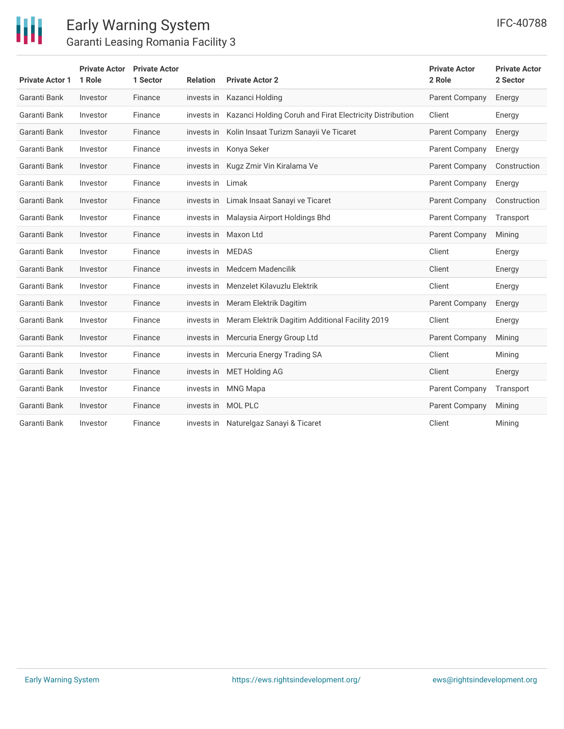| Private Actor 1 | Private Actor 1 Role | Private Actor 1 Sector | Relation | Private Actor 2 | Private Actor 2 Role | Private Actor 2 Sector |
|---|---|---|---|---|---|---|
| Garanti Bank | Investor | Finance | invests in | Kazanci Holding | Parent Company | Energy |
| Garanti Bank | Investor | Finance | invests in | Kazanci Holding Coruh and Firat Electricity Distribution | Client | Energy |
| Garanti Bank | Investor | Finance | invests in | Kolin Insaat Turizm Sanayii Ve Ticaret | Parent Company | Energy |
| Garanti Bank | Investor | Finance | invests in | Konya Seker | Parent Company | Energy |
| Garanti Bank | Investor | Finance | invests in | Kugz Zmir Vin Kiralama Ve | Parent Company | Construction |
| Garanti Bank | Investor | Finance | invests in | Limak | Parent Company | Energy |
| Garanti Bank | Investor | Finance | invests in | Limak Insaat Sanayi ve Ticaret | Parent Company | Construction |
| Garanti Bank | Investor | Finance | invests in | Malaysia Airport Holdings Bhd | Parent Company | Transport |
| Garanti Bank | Investor | Finance | invests in | Maxon Ltd | Parent Company | Mining |
| Garanti Bank | Investor | Finance | invests in | MEDAS | Client | Energy |
| Garanti Bank | Investor | Finance | invests in | Medcem Madencilik | Client | Energy |
| Garanti Bank | Investor | Finance | invests in | Menzelet Kilavuzlu Elektrik | Client | Energy |
| Garanti Bank | Investor | Finance | invests in | Meram Elektrik Dagitim | Parent Company | Energy |
| Garanti Bank | Investor | Finance | invests in | Meram Elektrik Dagitim Additional Facility 2019 | Client | Energy |
| Garanti Bank | Investor | Finance | invests in | Mercuria Energy Group Ltd | Parent Company | Mining |
| Garanti Bank | Investor | Finance | invests in | Mercuria Energy Trading SA | Client | Mining |
| Garanti Bank | Investor | Finance | invests in | MET Holding AG | Client | Energy |
| Garanti Bank | Investor | Finance | invests in | MNG Mapa | Parent Company | Transport |
| Garanti Bank | Investor | Finance | invests in | MOL PLC | Parent Company | Mining |
| Garanti Bank | Investor | Finance | invests in | Naturelgaz Sanayi & Ticaret | Client | Mining |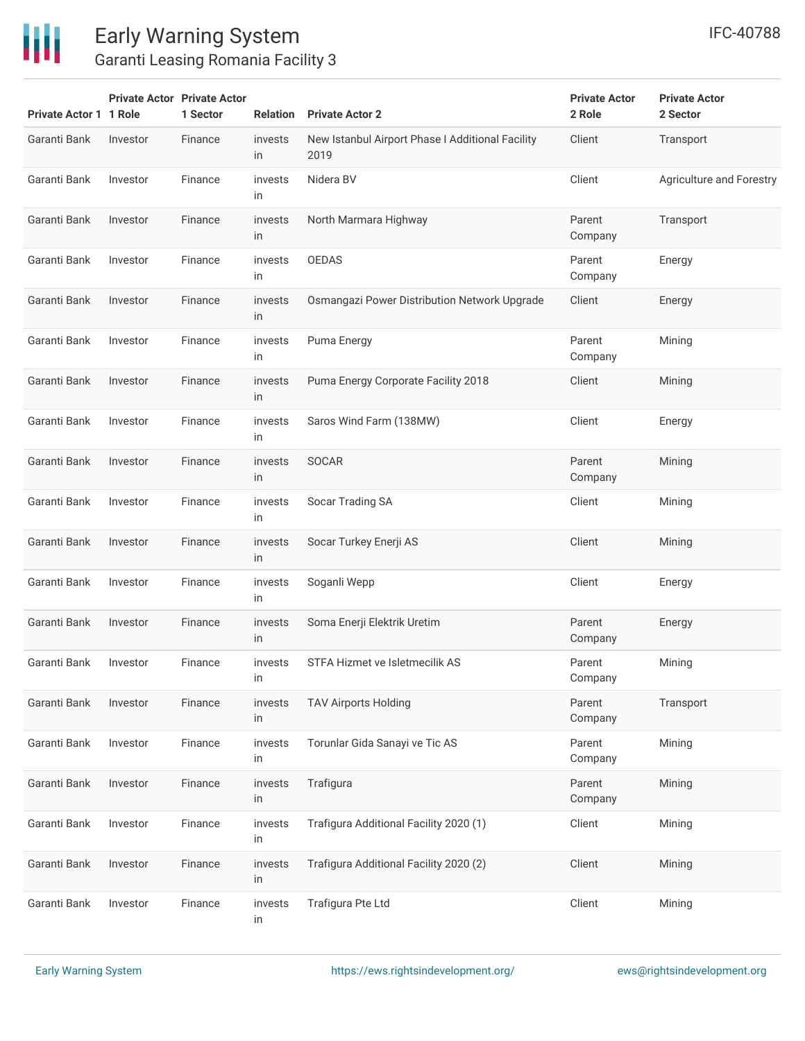| Private Actor 1 | Private Actor 1 Role | Private Actor 1 Sector | Relation | Private Actor 2 | Private Actor 2 Role | Private Actor 2 Sector |
|---|---|---|---|---|---|---|
| Garanti Bank | Investor | Finance | invests in | New Istanbul Airport Phase I Additional Facility 2019 | Client | Transport |
| Garanti Bank | Investor | Finance | invests in | Nidera BV | Client | Agriculture and Forestry |
| Garanti Bank | Investor | Finance | invests in | North Marmara Highway | Parent Company | Transport |
| Garanti Bank | Investor | Finance | invests in | OEDAS | Parent Company | Energy |
| Garanti Bank | Investor | Finance | invests in | Osmangazi Power Distribution Network Upgrade | Client | Energy |
| Garanti Bank | Investor | Finance | invests in | Puma Energy | Parent Company | Mining |
| Garanti Bank | Investor | Finance | invests in | Puma Energy Corporate Facility 2018 | Client | Mining |
| Garanti Bank | Investor | Finance | invests in | Saros Wind Farm (138MW) | Client | Energy |
| Garanti Bank | Investor | Finance | invests in | SOCAR | Parent Company | Mining |
| Garanti Bank | Investor | Finance | invests in | Socar Trading SA | Client | Mining |
| Garanti Bank | Investor | Finance | invests in | Socar Turkey Enerji AS | Client | Mining |
| Garanti Bank | Investor | Finance | invests in | Soganli Wepp | Client | Energy |
| Garanti Bank | Investor | Finance | invests in | Soma Enerji Elektrik Uretim | Parent Company | Energy |
| Garanti Bank | Investor | Finance | invests in | STFA Hizmet ve Isletmecilik AS | Parent Company | Mining |
| Garanti Bank | Investor | Finance | invests in | TAV Airports Holding | Parent Company | Transport |
| Garanti Bank | Investor | Finance | invests in | Torunlar Gida Sanayi ve Tic AS | Parent Company | Mining |
| Garanti Bank | Investor | Finance | invests in | Trafigura | Parent Company | Mining |
| Garanti Bank | Investor | Finance | invests in | Trafigura Additional Facility 2020 (1) | Client | Mining |
| Garanti Bank | Investor | Finance | invests in | Trafigura Additional Facility 2020 (2) | Client | Mining |
| Garanti Bank | Investor | Finance | invests in | Trafigura Pte Ltd | Client | Mining |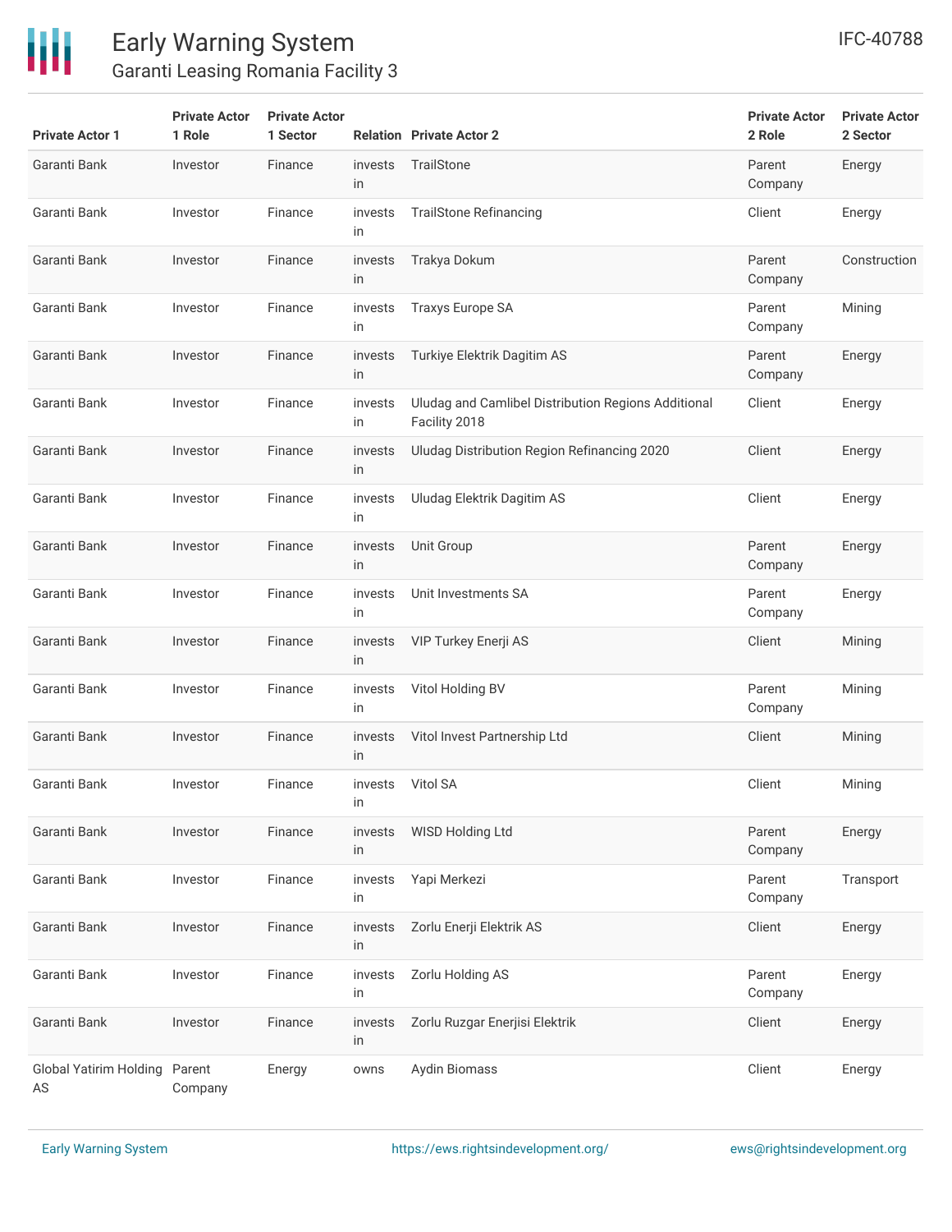| Private Actor 1 | Private Actor 1 Role | Private Actor 1 Sector | Relation | Private Actor 2 | Private Actor 2 Role | Private Actor 2 Sector |
|---|---|---|---|---|---|---|
| Garanti Bank | Investor | Finance | invests in | TrailStone | Parent Company | Energy |
| Garanti Bank | Investor | Finance | invests in | TrailStone Refinancing | Client | Energy |
| Garanti Bank | Investor | Finance | invests in | Trakya Dokum | Parent Company | Construction |
| Garanti Bank | Investor | Finance | invests in | Traxys Europe SA | Parent Company | Mining |
| Garanti Bank | Investor | Finance | invests in | Turkiye Elektrik Dagitim AS | Parent Company | Energy |
| Garanti Bank | Investor | Finance | invests in | Uludag and Camlibel Distribution Regions Additional Facility 2018 | Client | Energy |
| Garanti Bank | Investor | Finance | invests in | Uludag Distribution Region Refinancing 2020 | Client | Energy |
| Garanti Bank | Investor | Finance | invests in | Uludag Elektrik Dagitim AS | Client | Energy |
| Garanti Bank | Investor | Finance | invests in | Unit Group | Parent Company | Energy |
| Garanti Bank | Investor | Finance | invests in | Unit Investments SA | Parent Company | Energy |
| Garanti Bank | Investor | Finance | invests in | VIP Turkey Enerji AS | Client | Mining |
| Garanti Bank | Investor | Finance | invests in | Vitol Holding BV | Parent Company | Mining |
| Garanti Bank | Investor | Finance | invests in | Vitol Invest Partnership Ltd | Client | Mining |
| Garanti Bank | Investor | Finance | invests in | Vitol SA | Client | Mining |
| Garanti Bank | Investor | Finance | invests in | WISD Holding Ltd | Parent Company | Energy |
| Garanti Bank | Investor | Finance | invests in | Yapi Merkezi | Parent Company | Transport |
| Garanti Bank | Investor | Finance | invests in | Zorlu Enerji Elektrik AS | Client | Energy |
| Garanti Bank | Investor | Finance | invests in | Zorlu Holding AS | Parent Company | Energy |
| Garanti Bank | Investor | Finance | invests in | Zorlu Ruzgar Enerjisi Elektrik | Client | Energy |
| Global Yatirim Holding AS | Parent Company | Energy | owns | Aydin Biomass | Client | Energy |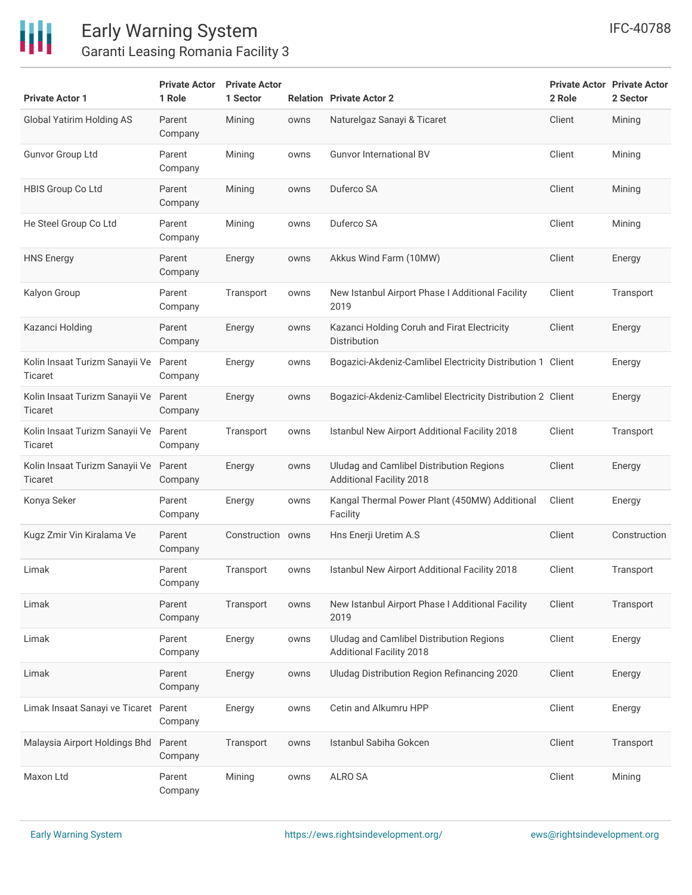| Private Actor 1 | Private Actor 1 Role | Private Actor 1 Sector | Relation | Private Actor 2 | Private Actor 2 Role | Private Actor 2 Sector |
|---|---|---|---|---|---|---|
| Global Yatirim Holding AS | Parent Company | Mining | owns | Naturelgaz Sanayi & Ticaret | Client | Mining |
| Gunvor Group Ltd | Parent Company | Mining | owns | Gunvor International BV | Client | Mining |
| HBIS Group Co Ltd | Parent Company | Mining | owns | Duferco SA | Client | Mining |
| He Steel Group Co Ltd | Parent Company | Mining | owns | Duferco SA | Client | Mining |
| HNS Energy | Parent Company | Energy | owns | Akkus Wind Farm (10MW) | Client | Energy |
| Kalyon Group | Parent Company | Transport | owns | New Istanbul Airport Phase I Additional Facility 2019 | Client | Transport |
| Kazanci Holding | Parent Company | Energy | owns | Kazanci Holding Coruh and Firat Electricity Distribution | Client | Energy |
| Kolin Insaat Turizm Sanayii Ve Ticaret | Parent Company | Energy | owns | Bogazici-Akdeniz-Camlibel Electricity Distribution 1 | Client | Energy |
| Kolin Insaat Turizm Sanayii Ve Ticaret | Parent Company | Energy | owns | Bogazici-Akdeniz-Camlibel Electricity Distribution 2 | Client | Energy |
| Kolin Insaat Turizm Sanayii Ve Ticaret | Parent Company | Transport | owns | Istanbul New Airport Additional Facility 2018 | Client | Transport |
| Kolin Insaat Turizm Sanayii Ve Ticaret | Parent Company | Energy | owns | Uludag and Camlibel Distribution Regions Additional Facility 2018 | Client | Energy |
| Konya Seker | Parent Company | Energy | owns | Kangal Thermal Power Plant (450MW) Additional Facility | Client | Energy |
| Kugz Zmir Vin Kiralama Ve | Parent Company | Construction | owns | Hns Enerji Uretim A.S | Client | Construction |
| Limak | Parent Company | Transport | owns | Istanbul New Airport Additional Facility 2018 | Client | Transport |
| Limak | Parent Company | Transport | owns | New Istanbul Airport Phase I Additional Facility 2019 | Client | Transport |
| Limak | Parent Company | Energy | owns | Uludag and Camlibel Distribution Regions Additional Facility 2018 | Client | Energy |
| Limak | Parent Company | Energy | owns | Uludag Distribution Region Refinancing 2020 | Client | Energy |
| Limak Insaat Sanayi ve Ticaret | Parent Company | Energy | owns | Cetin and Alkumru HPP | Client | Energy |
| Malaysia Airport Holdings Bhd | Parent Company | Transport | owns | Istanbul Sabiha Gokcen | Client | Transport |
| Maxon Ltd | Parent Company | Mining | owns | ALRO SA | Client | Mining |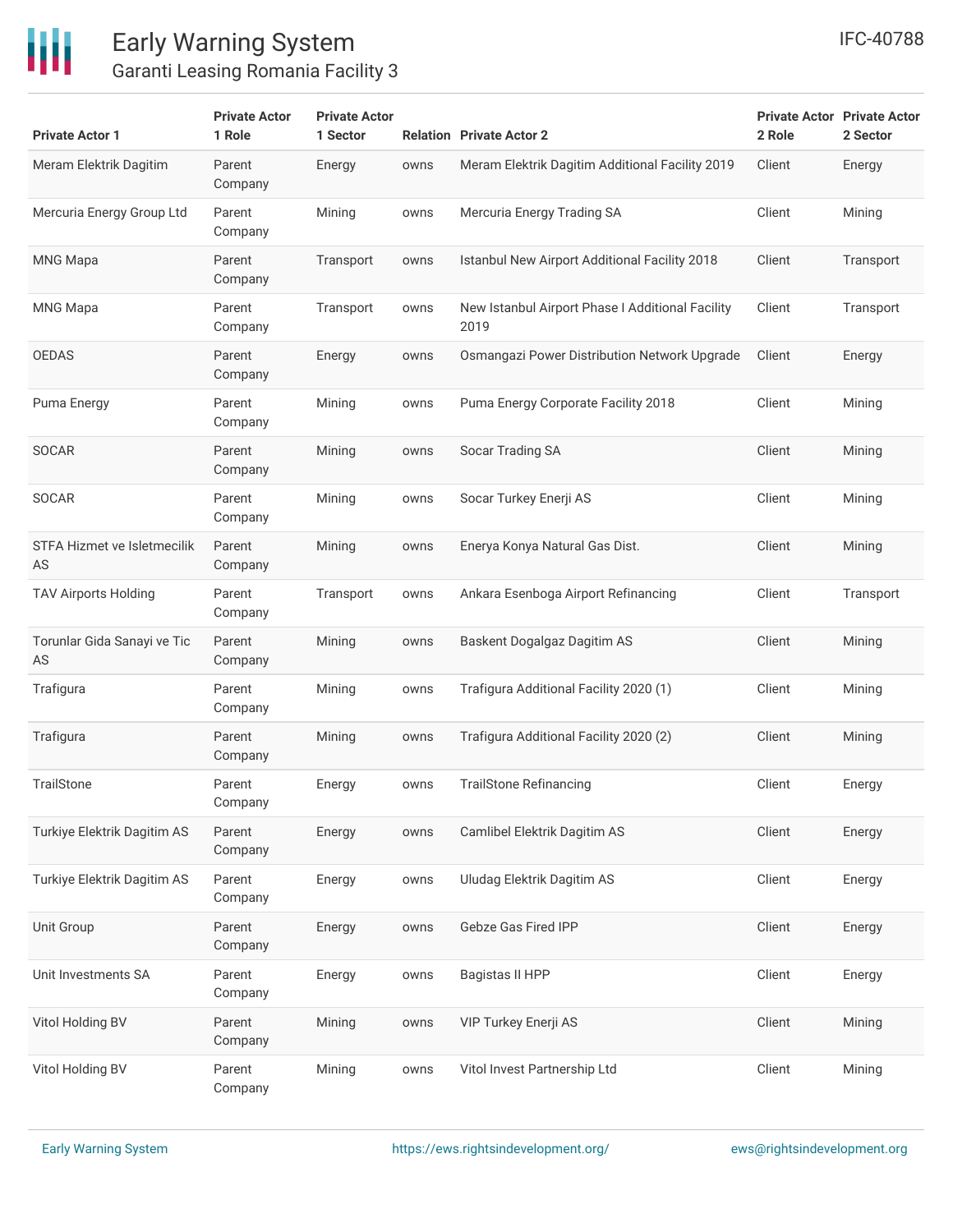| Private Actor 1 | Private Actor 1 Role | Private Actor 1 Sector | Relation | Private Actor 2 | Private Actor 2 Role | Private Actor 2 Sector |
|---|---|---|---|---|---|---|
| Meram Elektrik Dagitim | Parent Company | Energy | owns | Meram Elektrik Dagitim Additional Facility 2019 | Client | Energy |
| Mercuria Energy Group Ltd | Parent Company | Mining | owns | Mercuria Energy Trading SA | Client | Mining |
| MNG Mapa | Parent Company | Transport | owns | Istanbul New Airport Additional Facility 2018 | Client | Transport |
| MNG Mapa | Parent Company | Transport | owns | New Istanbul Airport Phase I Additional Facility 2019 | Client | Transport |
| OEDAS | Parent Company | Energy | owns | Osmangazi Power Distribution Network Upgrade | Client | Energy |
| Puma Energy | Parent Company | Mining | owns | Puma Energy Corporate Facility 2018 | Client | Mining |
| SOCAR | Parent Company | Mining | owns | Socar Trading SA | Client | Mining |
| SOCAR | Parent Company | Mining | owns | Socar Turkey Enerji AS | Client | Mining |
| STFA Hizmet ve Isletmecilik AS | Parent Company | Mining | owns | Enerya Konya Natural Gas Dist. | Client | Mining |
| TAV Airports Holding | Parent Company | Transport | owns | Ankara Esenboga Airport Refinancing | Client | Transport |
| Torunlar Gida Sanayi ve Tic AS | Parent Company | Mining | owns | Baskent Dogalgaz Dagitim AS | Client | Mining |
| Trafigura | Parent Company | Mining | owns | Trafigura Additional Facility 2020 (1) | Client | Mining |
| Trafigura | Parent Company | Mining | owns | Trafigura Additional Facility 2020 (2) | Client | Mining |
| TrailStone | Parent Company | Energy | owns | TrailStone Refinancing | Client | Energy |
| Turkiye Elektrik Dagitim AS | Parent Company | Energy | owns | Camlibel Elektrik Dagitim AS | Client | Energy |
| Turkiye Elektrik Dagitim AS | Parent Company | Energy | owns | Uludag Elektrik Dagitim AS | Client | Energy |
| Unit Group | Parent Company | Energy | owns | Gebze Gas Fired IPP | Client | Energy |
| Unit Investments SA | Parent Company | Energy | owns | Bagistas II HPP | Client | Energy |
| Vitol Holding BV | Parent Company | Mining | owns | VIP Turkey Enerji AS | Client | Mining |
| Vitol Holding BV | Parent Company | Mining | owns | Vitol Invest Partnership Ltd | Client | Mining |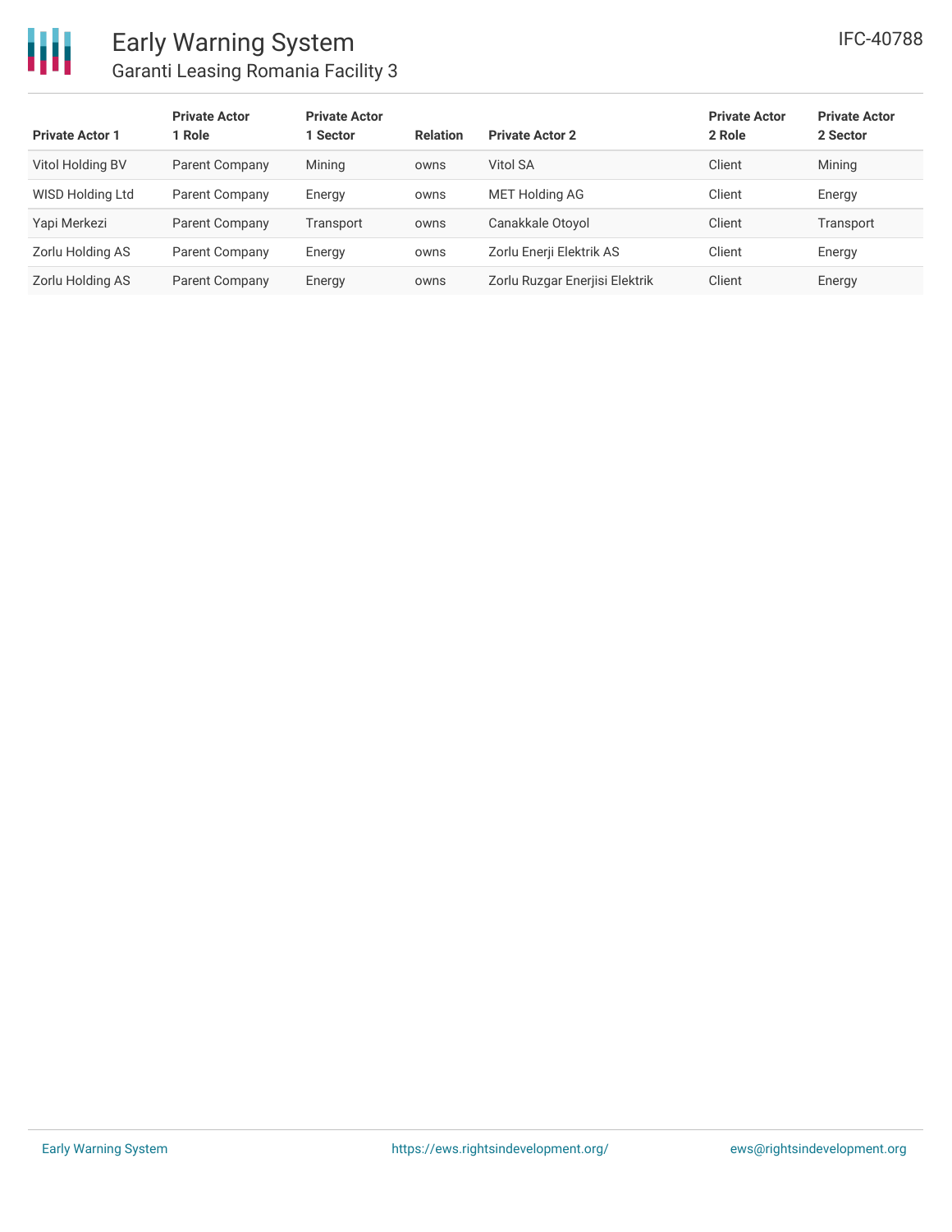| Private Actor 1 | Private Actor 1 Role | Private Actor 1 Sector | Relation | Private Actor 2 | Private Actor 2 Role | Private Actor 2 Sector |
|---|---|---|---|---|---|---|
| Vitol Holding BV | Parent Company | Mining | owns | Vitol SA | Client | Mining |
| WISD Holding Ltd | Parent Company | Energy | owns | MET Holding AG | Client | Energy |
| Yapi Merkezi | Parent Company | Transport | owns | Canakkale Otoyol | Client | Transport |
| Zorlu Holding AS | Parent Company | Energy | owns | Zorlu Enerji Elektrik AS | Client | Energy |
| Zorlu Holding AS | Parent Company | Energy | owns | Zorlu Ruzgar Enerjisi Elektrik | Client | Energy |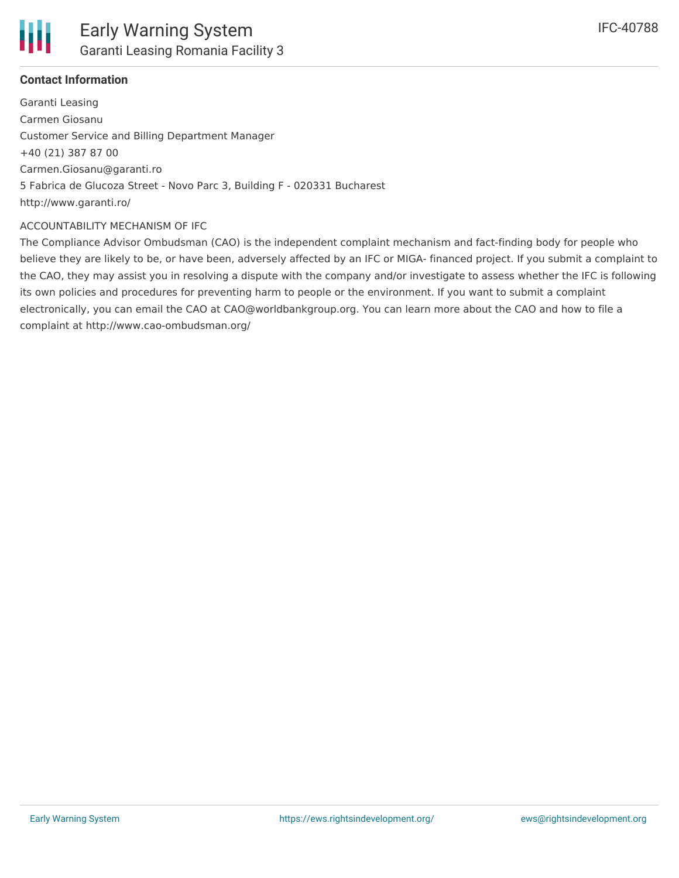**Contact Information**

Garanti Leasing
Carmen Giosanu
Customer Service and Billing Department Manager
+40 (21) 387 87 00
Carmen.Giosanu@garanti.ro
5 Fabrica de Glucoza Street - Novo Parc 3, Building F - 020331 Bucharest
http://www.garanti.ro/

ACCOUNTABILITY MECHANISM OF IFC

The Compliance Advisor Ombudsman (CAO) is the independent complaint mechanism and fact-finding body for people who believe they are likely to be, or have been, adversely affected by an IFC or MIGA- financed project. If you submit a complaint to the CAO, they may assist you in resolving a dispute with the company and/or investigate to assess whether the IFC is following its own policies and procedures for preventing harm to people or the environment. If you want to submit a complaint electronically, you can email the CAO at CAO@worldbankgroup.org. You can learn more about the CAO and how to file a complaint at http://www.cao-ombudsman.org/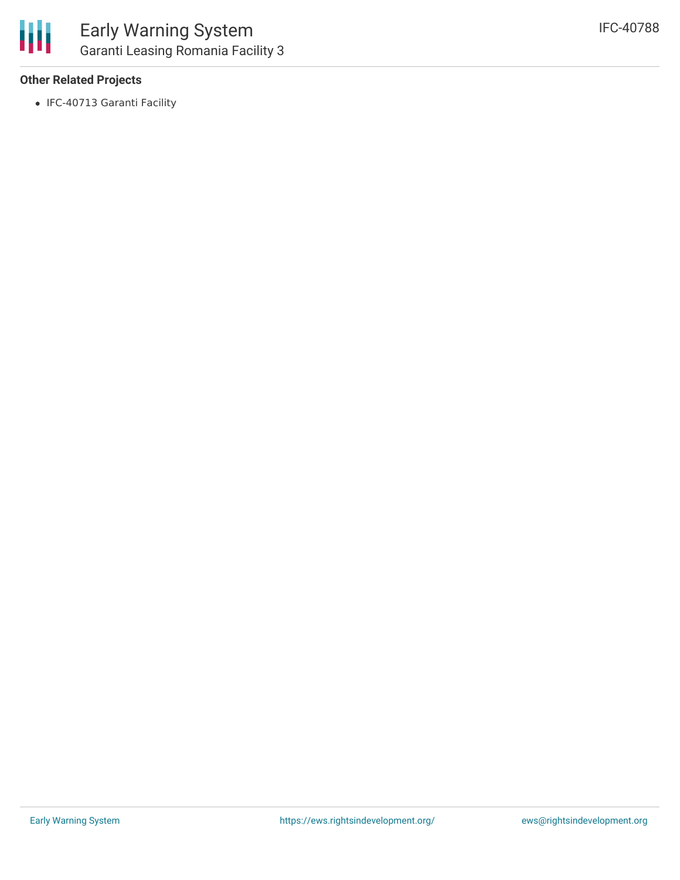**Other Related Projects**

- IFC-40713 Garanti Facility